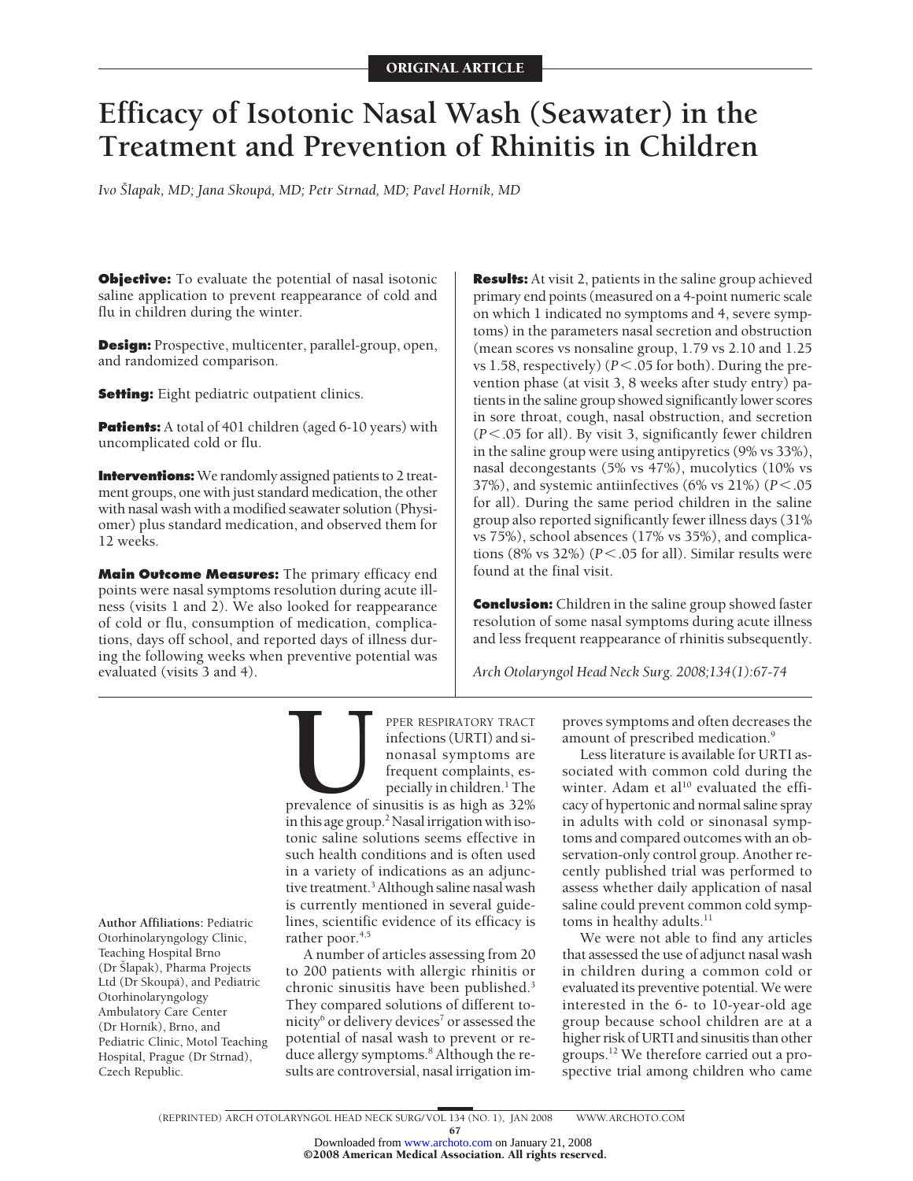ORIGINAL ARTICLE

# Efficacy of Isotonic Nasal Wash (Seawater) in the Treatment and Prevention of Rhinitis in Children

*Ivo Šlapak, MD; Jana Skoupá, MD; Petr Strnad, MD; Pavel Horník, MD*

**Objective:** To evaluate the potential of nasal isotonic saline application to prevent reappearance of cold and flu in children during the winter.

**Design:** Prospective, multicenter, parallel-group, open, and randomized comparison.

**Setting:** Eight pediatric outpatient clinics.

**Patients:** A total of 401 children (aged 6-10 years) with uncomplicated cold or flu.

**Interventions:** We randomly assigned patients to 2 treatment groups, one with just standard medication, the other with nasal wash with a modified seawater solution (Physiomer) plus standard medication, and observed them for 12 weeks.

**Main Outcome Measures:** The primary efficacy end points were nasal symptoms resolution during acute illness (visits 1 and 2). We also looked for reappearance of cold or flu, consumption of medication, complications, days off school, and reported days of illness during the following weeks when preventive potential was evaluated (visits 3 and 4).

**Results:** At visit 2, patients in the saline group achieved primary end points (measured on a 4-point numeric scale on which 1 indicated no symptoms and 4, severe symptoms) in the parameters nasal secretion and obstruction (mean scores vs nonsaline group, 1.79 vs 2.10 and 1.25 vs 1.58, respectively) ($P < .05$ for both). During the prevention phase (at visit 3, 8 weeks after study entry) patients in the saline group showed significantly lower scores in sore throat, cough, nasal obstruction, and secretion ($P < .05$ for all). By visit 3, significantly fewer children in the saline group were using antipyretics (9% vs 33%), nasal decongestants (5% vs 47%), mucolytics (10% vs 37%), and systemic antiinfectives (6% vs 21%) ($P < .05$ for all). During the same period children in the saline group also reported significantly fewer illness days (31% vs 75%), school absences (17% vs 35%), and complications (8% vs 32%) ($P < .05$ for all). Similar results were found at the final visit.

**Conclusion:** Children in the saline group showed faster resolution of some nasal symptoms during acute illness and less frequent reappearance of rhinitis subsequently.

*Arch Otolaryngol Head Neck Surg. 2008;134(1):67-74*

UPPER RESPIRATORY TRACT infections (URTI) and sinonasal symptoms are frequent complaints, especially in children.[1] The prevalence of sinusitis is as high as 32% in this age group.[2] Nasal irrigation with isotonic saline solutions seems effective in such health conditions and is often used in a variety of indications as an adjunctive treatment.[3] Although saline nasal wash is currently mentioned in several guidelines, scientific evidence of its efficacy is rather poor.[4,5]

A number of articles assessing from 20 to 200 patients with allergic rhinitis or chronic sinusitis have been published.[3] They compared solutions of different tonicity[6] or delivery devices[7] or assessed the potential of nasal wash to prevent or reduce allergy symptoms.[8] Although the results are controversial, nasal irrigation improves symptoms and often decreases the amount of prescribed medication.[9]

Less literature is available for URTI associated with common cold during the winter. Adam et al[10] evaluated the efficacy of hypertonic and normal saline spray in adults with cold or sinonasal symptoms and compared outcomes with an observation-only control group. Another recently published trial was performed to assess whether daily application of nasal saline could prevent common cold symptoms in healthy adults.[11]

We were not able to find any articles that assessed the use of adjunct nasal wash in children during a common cold or evaluated its preventive potential. We were interested in the 6- to 10-year-old age group because school children are at a higher risk of URTI and sinusitis than other groups.[12] We therefore carried out a prospective trial among children who came

**Author Affiliations:** Pediatric Otorhinolaryngology Clinic, Teaching Hospital Brno (Dr Šlapak), Pharma Projects Ltd (Dr Skoupá), and Pediatric Otorhinolaryngology Ambulatory Care Center (Dr Horník), Brno, and Pediatric Clinic, Motol Teaching Hospital, Prague (Dr Strnad), Czech Republic.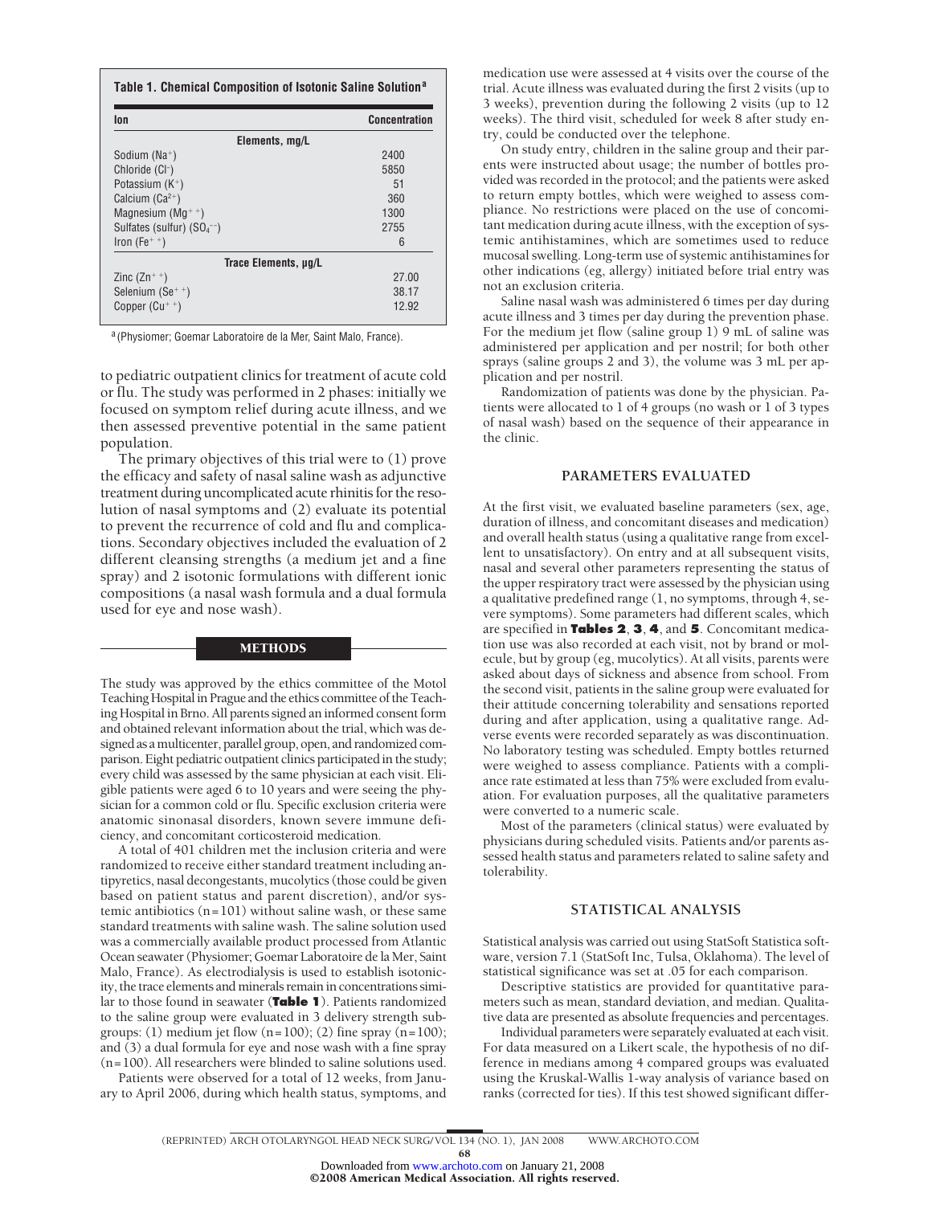**Table 1. Chemical Composition of Isotonic Saline Solution[a]**

| Ion | Concentration |
|---|---|
| **Elements, mg/L** | |
| Sodium ($Na^{+}$) | 2400 |
| Chloride ($Cl^{-}$) | 5850 |
| Potassium ($K^{+}$) | 51 |
| Calcium ($Ca^{2+}$) | 360 |
| Magnesium ($Mg^{++}$) | 1300 |
| Sulfates (sulfur) ($SO_4^{--}$) | 2755 |
| Iron ($Fe^{++}$) | 6 |
| **Trace Elements, µg/L** | |
| Zinc ($Zn^{++}$) | 27.00 |
| Selenium ($Se^{++}$) | 38.17 |
| Copper ($Cu^{++}$) | 12.92 |

[a] (Physiomer; Goemar Laboratoire de la Mer, Saint Malo, France).

to pediatric outpatient clinics for treatment of acute cold or flu. The study was performed in 2 phases: initially we focused on symptom relief during acute illness, and we then assessed preventive potential in the same patient population.

The primary objectives of this trial were to (1) prove the efficacy and safety of nasal saline wash as adjunctive treatment during uncomplicated acute rhinitis for the resolution of nasal symptoms and (2) evaluate its potential to prevent the recurrence of cold and flu and complications. Secondary objectives included the evaluation of 2 different cleansing strengths (a medium jet and a fine spray) and 2 isotonic formulations with different ionic compositions (a nasal wash formula and a dual formula used for eye and nose wash).

## METHODS

The study was approved by the ethics committee of the Motol Teaching Hospital in Prague and the ethics committee of the Teaching Hospital in Brno. All parents signed an informed consent form and obtained relevant information about the trial, which was designed as a multicenter, parallel group, open, and randomized comparison. Eight pediatric outpatient clinics participated in the study; every child was assessed by the same physician at each visit. Eligible patients were aged 6 to 10 years and were seeing the physician for a common cold or flu. Specific exclusion criteria were anatomic sinonasal disorders, known severe immune deficiency, and concomitant corticosteroid medication.

A total of 401 children met the inclusion criteria and were randomized to receive either standard treatment including antipyretics, nasal decongestants, mucolytics (those could be given based on patient status and parent discretion), and/or systemic antibiotics (n=101) without saline wash, or these same standard treatments with saline wash. The saline solution used was a commercially available product processed from Atlantic Ocean seawater (Physiomer; Goemar Laboratoire de la Mer, Saint Malo, France). As electrodialysis is used to establish isotonicity, the trace elements and minerals remain in concentrations similar to those found in seawater (**Table 1**). Patients randomized to the saline group were evaluated in 3 delivery strength subgroups: (1) medium jet flow (n=100); (2) fine spray (n=100); and (3) a dual formula for eye and nose wash with a fine spray (n=100). All researchers were blinded to saline solutions used.

Patients were observed for a total of 12 weeks, from January to April 2006, during which health status, symptoms, and medication use were assessed at 4 visits over the course of the trial. Acute illness was evaluated during the first 2 visits (up to 3 weeks), prevention during the following 2 visits (up to 12 weeks). The third visit, scheduled for week 8 after study entry, could be conducted over the telephone.

On study entry, children in the saline group and their parents were instructed about usage; the number of bottles provided was recorded in the protocol; and the patients were asked to return empty bottles, which were weighed to assess compliance. No restrictions were placed on the use of concomitant medication during acute illness, with the exception of systemic antihistamines, which are sometimes used to reduce mucosal swelling. Long-term use of systemic antihistamines for other indications (eg, allergy) initiated before trial entry was not an exclusion criteria.

Saline nasal wash was administered 6 times per day during acute illness and 3 times per day during the prevention phase. For the medium jet flow (saline group 1) 9 mL of saline was administered per application and per nostril; for both other sprays (saline groups 2 and 3), the volume was 3 mL per application and per nostril.

Randomization of patients was done by the physician. Patients were allocated to 1 of 4 groups (no wash or 1 of 3 types of nasal wash) based on the sequence of their appearance in the clinic.

## PARAMETERS EVALUATED

At the first visit, we evaluated baseline parameters (sex, age, duration of illness, and concomitant diseases and medication) and overall health status (using a qualitative range from excellent to unsatisfactory). On entry and at all subsequent visits, nasal and several other parameters representing the status of the upper respiratory tract were assessed by the physician using a qualitative predefined range (1, no symptoms, through 4, severe symptoms). Some parameters had different scales, which are specified in **Tables 2**, **3**, **4**, and **5**. Concomitant medication use was also recorded at each visit, not by brand or molecule, but by group (eg, mucolytics). At all visits, parents were asked about days of sickness and absence from school. From the second visit, patients in the saline group were evaluated for their attitude concerning tolerability and sensations reported during and after application, using a qualitative range. Adverse events were recorded separately as was discontinuation. No laboratory testing was scheduled. Empty bottles returned were weighed to assess compliance. Patients with a compliance rate estimated at less than 75% were excluded from evaluation. For evaluation purposes, all the qualitative parameters were converted to a numeric scale.

Most of the parameters (clinical status) were evaluated by physicians during scheduled visits. Patients and/or parents assessed health status and parameters related to saline safety and tolerability.

## STATISTICAL ANALYSIS

Statistical analysis was carried out using StatSoft Statistica software, version 7.1 (StatSoft Inc, Tulsa, Oklahoma). The level of statistical significance was set at .05 for each comparison.

Descriptive statistics are provided for quantitative parameters such as mean, standard deviation, and median. Qualitative data are presented as absolute frequencies and percentages.

Individual parameters were separately evaluated at each visit. For data measured on a Likert scale, the hypothesis of no difference in medians among 4 compared groups was evaluated using the Kruskal-Wallis 1-way analysis of variance based on ranks (corrected for ties). If this test showed significant differ-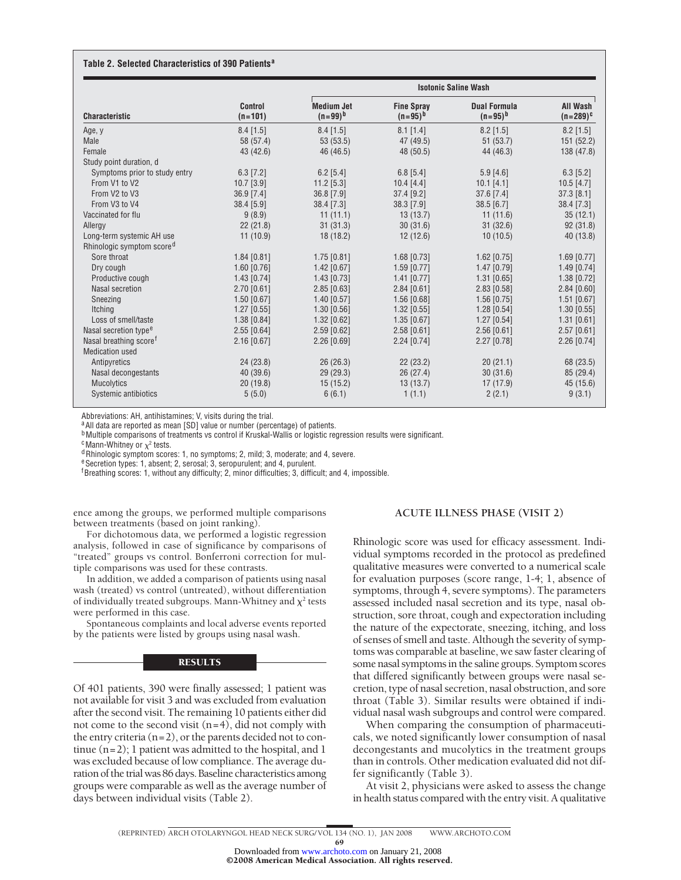**Table 2. Selected Characteristics of 390 Patients[a]**

| Characteristic | Control (n=101) | Isotonic Saline Wash: Medium Jet (n=99)[b] | Isotonic Saline Wash: Fine Spray (n=95)[b] | Isotonic Saline Wash: Dual Formula (n=95)[b] | Isotonic Saline Wash: All Wash (n=289)[c] |
|---|---|---|---|---|---|
| Age, y | 8.4 [1.5] | 8.4 [1.5] | 8.1 [1.4] | 8.2 [1.5] | 8.2 [1.5] |
| Male | 58 (57.4) | 53 (53.5) | 47 (49.5) | 51 (53.7) | 151 (52.2) |
| Female | 43 (42.6) | 46 (46.5) | 48 (50.5) | 44 (46.3) | 138 (47.8) |
| Study point duration, d | | | | | |
| Symptoms prior to study entry | 6.3 [7.2] | 6.2 [5.4] | 6.8 [5.4] | 5.9 [4.6] | 6.3 [5.2] |
| From V1 to V2 | 10.7 [3.9] | 11.2 [5.3] | 10.4 [4.4] | 10.1 [4.1] | 10.5 [4.7] |
| From V2 to V3 | 36.9 [7.4] | 36.8 [7.9] | 37.4 [9.2] | 37.6 [7.4] | 37.3 [8.1] |
| From V3 to V4 | 38.4 [5.9] | 38.4 [7.3] | 38.3 [7.9] | 38.5 [6.7] | 38.4 [7.3] |
| Vaccinated for flu | 9 (8.9) | 11 (11.1) | 13 (13.7) | 11 (11.6) | 35 (12.1) |
| Allergy | 22 (21.8) | 31 (31.3) | 30 (31.6) | 31 (32.6) | 92 (31.8) |
| Long-term systemic AH use | 11 (10.9) | 18 (18.2) | 12 (12.6) | 10 (10.5) | 40 (13.8) |
| Rhinologic symptom score[d] | | | | | |
| Sore throat | 1.84 [0.81] | 1.75 [0.81] | 1.68 [0.73] | 1.62 [0.75] | 1.69 [0.77] |
| Dry cough | 1.60 [0.76] | 1.42 [0.67] | 1.59 [0.77] | 1.47 [0.79] | 1.49 [0.74] |
| Productive cough | 1.43 [0.74] | 1.43 [0.73] | 1.41 [0.77] | 1.31 [0.65] | 1.38 [0.72] |
| Nasal secretion | 2.70 [0.61] | 2.85 [0.63] | 2.84 [0.61] | 2.83 [0.58] | 2.84 [0.60] |
| Sneezing | 1.50 [0.67] | 1.40 [0.57] | 1.56 [0.68] | 1.56 [0.75] | 1.51 [0.67] |
| Itching | 1.27 [0.55] | 1.30 [0.56] | 1.32 [0.55] | 1.28 [0.54] | 1.30 [0.55] |
| Loss of smell/taste | 1.38 [0.84] | 1.32 [0.62] | 1.35 [0.67] | 1.27 [0.54] | 1.31 [0.61] |
| Nasal secretion type[e] | 2.55 [0.64] | 2.59 [0.62] | 2.58 [0.61] | 2.56 [0.61] | 2.57 [0.61] |
| Nasal breathing score[f] | 2.16 [0.67] | 2.26 [0.69] | 2.24 [0.74] | 2.27 [0.78] | 2.26 [0.74] |
| Medication used | | | | | |
| Antipyretics | 24 (23.8) | 26 (26.3) | 22 (23.2) | 20 (21.1) | 68 (23.5) |
| Nasal decongestants | 40 (39.6) | 29 (29.3) | 26 (27.4) | 30 (31.6) | 85 (29.4) |
| Mucolytics | 20 (19.8) | 15 (15.2) | 13 (13.7) | 17 (17.9) | 45 (15.6) |
| Systemic antibiotics | 5 (5.0) | 6 (6.1) | 1 (1.1) | 2 (2.1) | 9 (3.1) |

Abbreviations: AH, antihistamines; V, visits during the trial.
[a] All data are reported as mean [SD] value or number (percentage) of patients.
[b] Multiple comparisons of treatments vs control if Kruskal-Wallis or logistic regression results were significant.
[c] Mann-Whitney or $\chi^2$ tests.
[d] Rhinologic symptom scores: 1, no symptoms; 2, mild; 3, moderate; and 4, severe.
[e] Secretion types: 1, absent; 2, serosal; 3, seropurulent; and 4, purulent.
[f] Breathing scores: 1, without any difficulty; 2, minor difficulties; 3, difficult; and 4, impossible.

ence among the groups, we performed multiple comparisons between treatments (based on joint ranking).

For dichotomous data, we performed a logistic regression analysis, followed in case of significance by comparisons of "treated" groups vs control. Bonferroni correction for multiple comparisons was used for these contrasts.

In addition, we added a comparison of patients using nasal wash (treated) vs control (untreated), without differentiation of individually treated subgroups. Mann-Whitney and $\chi^2$ tests were performed in this case.

Spontaneous complaints and local adverse events reported by the patients were listed by groups using nasal wash.

## RESULTS

Of 401 patients, 390 were finally assessed; 1 patient was not available for visit 3 and was excluded from evaluation after the second visit. The remaining 10 patients either did not come to the second visit (n=4), did not comply with the entry criteria (n=2), or the parents decided not to continue (n=2); 1 patient was admitted to the hospital, and 1 was excluded because of low compliance. The average duration of the trial was 86 days. Baseline characteristics among groups were comparable as well as the average number of days between individual visits (Table 2).

### ACUTE ILLNESS PHASE (VISIT 2)

Rhinologic score was used for efficacy assessment. Individual symptoms recorded in the protocol as predefined qualitative measures were converted to a numerical scale for evaluation purposes (score range, 1-4; 1, absence of symptoms, through 4, severe symptoms). The parameters assessed included nasal secretion and its type, nasal obstruction, sore throat, cough and expectoration including the nature of the expectorate, sneezing, itching, and loss of senses of smell and taste. Although the severity of symptoms was comparable at baseline, we saw faster clearing of some nasal symptoms in the saline groups. Symptom scores that differed significantly between groups were nasal secretion, type of nasal secretion, nasal obstruction, and sore throat (Table 3). Similar results were obtained if individual nasal wash subgroups and control were compared.

When comparing the consumption of pharmaceuticals, we noted significantly lower consumption of nasal decongestants and mucolytics in the treatment groups than in controls. Other medication evaluated did not differ significantly (Table 3).

At visit 2, physicians were asked to assess the change in health status compared with the entry visit. A qualitative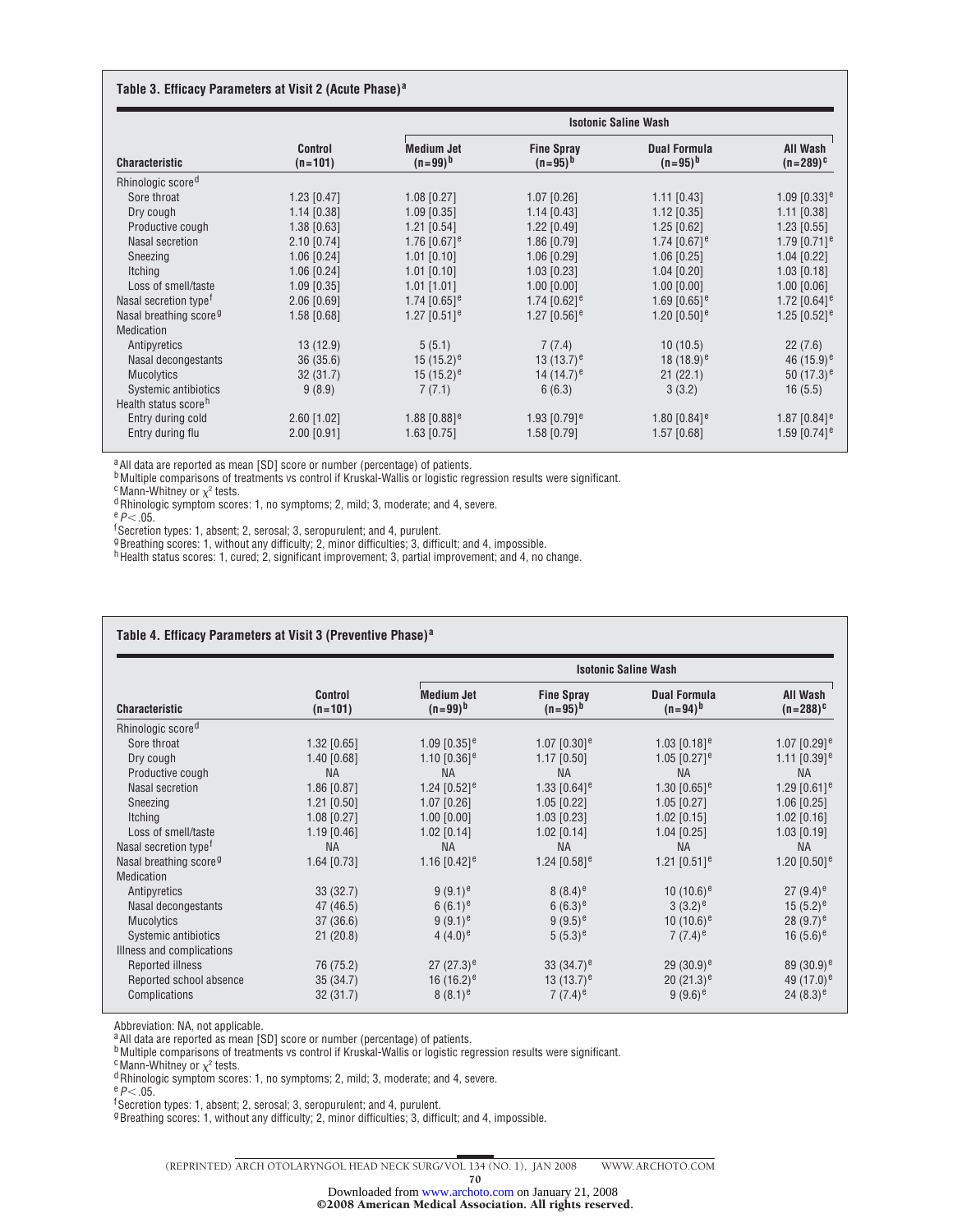**Table 3. Efficacy Parameters at Visit 2 (Acute Phase)[a]**

| Characteristic | Control (n=101) | Isotonic Saline Wash: Medium Jet (n=99)[b] | Fine Spray (n=95)[b] | Dual Formula (n=95)[b] | All Wash (n=289)[c] |
|---|---|---|---|---|---|
| Rhinologic score[d] | | | | | |
| Sore throat | 1.23 [0.47] | 1.08 [0.27] | 1.07 [0.26] | 1.11 [0.43] | 1.09 [0.33][e] |
| Dry cough | 1.14 [0.38] | 1.09 [0.35] | 1.14 [0.43] | 1.12 [0.35] | 1.11 [0.38] |
| Productive cough | 1.38 [0.63] | 1.21 [0.54] | 1.22 [0.49] | 1.25 [0.62] | 1.23 [0.55] |
| Nasal secretion | 2.10 [0.74] | 1.76 [0.67][e] | 1.86 [0.79] | 1.74 [0.67][e] | 1.79 [0.71][e] |
| Sneezing | 1.06 [0.24] | 1.01 [0.10] | 1.06 [0.29] | 1.06 [0.25] | 1.04 [0.22] |
| Itching | 1.06 [0.24] | 1.01 [0.10] | 1.03 [0.23] | 1.04 [0.20] | 1.03 [0.18] |
| Loss of smell/taste | 1.09 [0.35] | 1.01 [1.01] | 1.00 [0.00] | 1.00 [0.00] | 1.00 [0.06] |
| Nasal secretion type[f] | 2.06 [0.69] | 1.74 [0.65][e] | 1.74 [0.62][e] | 1.69 [0.65][e] | 1.72 [0.64][e] |
| Nasal breathing score[g] | 1.58 [0.68] | 1.27 [0.51][e] | 1.27 [0.56][e] | 1.20 [0.50][e] | 1.25 [0.52][e] |
| Medication | | | | | |
| Antipyretics | 13 (12.9) | 5 (5.1) | 7 (7.4) | 10 (10.5) | 22 (7.6) |
| Nasal decongestants | 36 (35.6) | 15 (15.2)[e] | 13 (13.7)[e] | 18 (18.9)[e] | 46 (15.9)[e] |
| Mucolytics | 32 (31.7) | 15 (15.2)[e] | 14 (14.7)[e] | 21 (22.1) | 50 (17.3)[e] |
| Systemic antibiotics | 9 (8.9) | 7 (7.1) | 6 (6.3) | 3 (3.2) | 16 (5.5) |
| Health status score[h] | | | | | |
| Entry during cold | 2.60 [1.02] | 1.88 [0.88][e] | 1.93 [0.79][e] | 1.80 [0.84][e] | 1.87 [0.84][e] |
| Entry during flu | 2.00 [0.91] | 1.63 [0.75] | 1.58 [0.79] | 1.57 [0.68] | 1.59 [0.74][e] |

[a] All data are reported as mean [SD] score or number (percentage) of patients.
[b] Multiple comparisons of treatments vs control if Kruskal-Wallis or logistic regression results were significant.
[c] Mann-Whitney or $\chi^2$ tests.
[d] Rhinologic symptom scores: 1, no symptoms; 2, mild; 3, moderate; and 4, severe.
[e] $P < .05$.
[f] Secretion types: 1, absent; 2, serosal; 3, seropurulent; and 4, purulent.
[g] Breathing scores: 1, without any difficulty; 2, minor difficulties; 3, difficult; and 4, impossible.
[h] Health status scores: 1, cured; 2, significant improvement; 3, partial improvement; and 4, no change.

**Table 4. Efficacy Parameters at Visit 3 (Preventive Phase)[a]**

| Characteristic | Control (n=101) | Isotonic Saline Wash: Medium Jet (n=99)[b] | Fine Spray (n=95)[b] | Dual Formula (n=94)[b] | All Wash (n=288)[c] |
|---|---|---|---|---|---|
| Rhinologic score[d] | | | | | |
| Sore throat | 1.32 [0.65] | 1.09 [0.35][e] | 1.07 [0.30][e] | 1.03 [0.18][e] | 1.07 [0.29][e] |
| Dry cough | 1.40 [0.68] | 1.10 [0.36][e] | 1.17 [0.50] | 1.05 [0.27][e] | 1.11 [0.39][e] |
| Productive cough | NA | NA | NA | NA | NA |
| Nasal secretion | 1.86 [0.87] | 1.24 [0.52][e] | 1.33 [0.64][e] | 1.30 [0.65][e] | 1.29 [0.61][e] |
| Sneezing | 1.21 [0.50] | 1.07 [0.26] | 1.05 [0.22] | 1.05 [0.27] | 1.06 [0.25] |
| Itching | 1.08 [0.27] | 1.00 [0.00] | 1.03 [0.23] | 1.02 [0.15] | 1.02 [0.16] |
| Loss of smell/taste | 1.19 [0.46] | 1.02 [0.14] | 1.02 [0.14] | 1.04 [0.25] | 1.03 [0.19] |
| Nasal secretion type[f] | NA | NA | NA | NA | NA |
| Nasal breathing score[g] | 1.64 [0.73] | 1.16 [0.42][e] | 1.24 [0.58][e] | 1.21 [0.51][e] | 1.20 [0.50][e] |
| Medication | | | | | |
| Antipyretics | 33 (32.7) | 9 (9.1)[e] | 8 (8.4)[e] | 10 (10.6)[e] | 27 (9.4)[e] |
| Nasal decongestants | 47 (46.5) | 6 (6.1)[e] | 6 (6.3)[e] | 3 (3.2)[e] | 15 (5.2)[e] |
| Mucolytics | 37 (36.6) | 9 (9.1)[e] | 9 (9.5)[e] | 10 (10.6)[e] | 28 (9.7)[e] |
| Systemic antibiotics | 21 (20.8) | 4 (4.0)[e] | 5 (5.3)[e] | 7 (7.4)[e] | 16 (5.6)[e] |
| Illness and complications | | | | | |
| Reported illness | 76 (75.2) | 27 (27.3)[e] | 33 (34.7)[e] | 29 (30.9)[e] | 89 (30.9)[e] |
| Reported school absence | 35 (34.7) | 16 (16.2)[e] | 13 (13.7)[e] | 20 (21.3)[e] | 49 (17.0)[e] |
| Complications | 32 (31.7) | 8 (8.1)[e] | 7 (7.4)[e] | 9 (9.6)[e] | 24 (8.3)[e] |

Abbreviation: NA, not applicable.
[a] All data are reported as mean [SD] score or number (percentage) of patients.
[b] Multiple comparisons of treatments vs control if Kruskal-Wallis or logistic regression results were significant.
[c] Mann-Whitney or $\chi^2$ tests.
[d] Rhinologic symptom scores: 1, no symptoms; 2, mild; 3, moderate; and 4, severe.
[e] $P < .05$.
[f] Secretion types: 1, absent; 2, serosal; 3, seropurulent; and 4, purulent.
[g] Breathing scores: 1, without any difficulty; 2, minor difficulties; 3, difficult; and 4, impossible.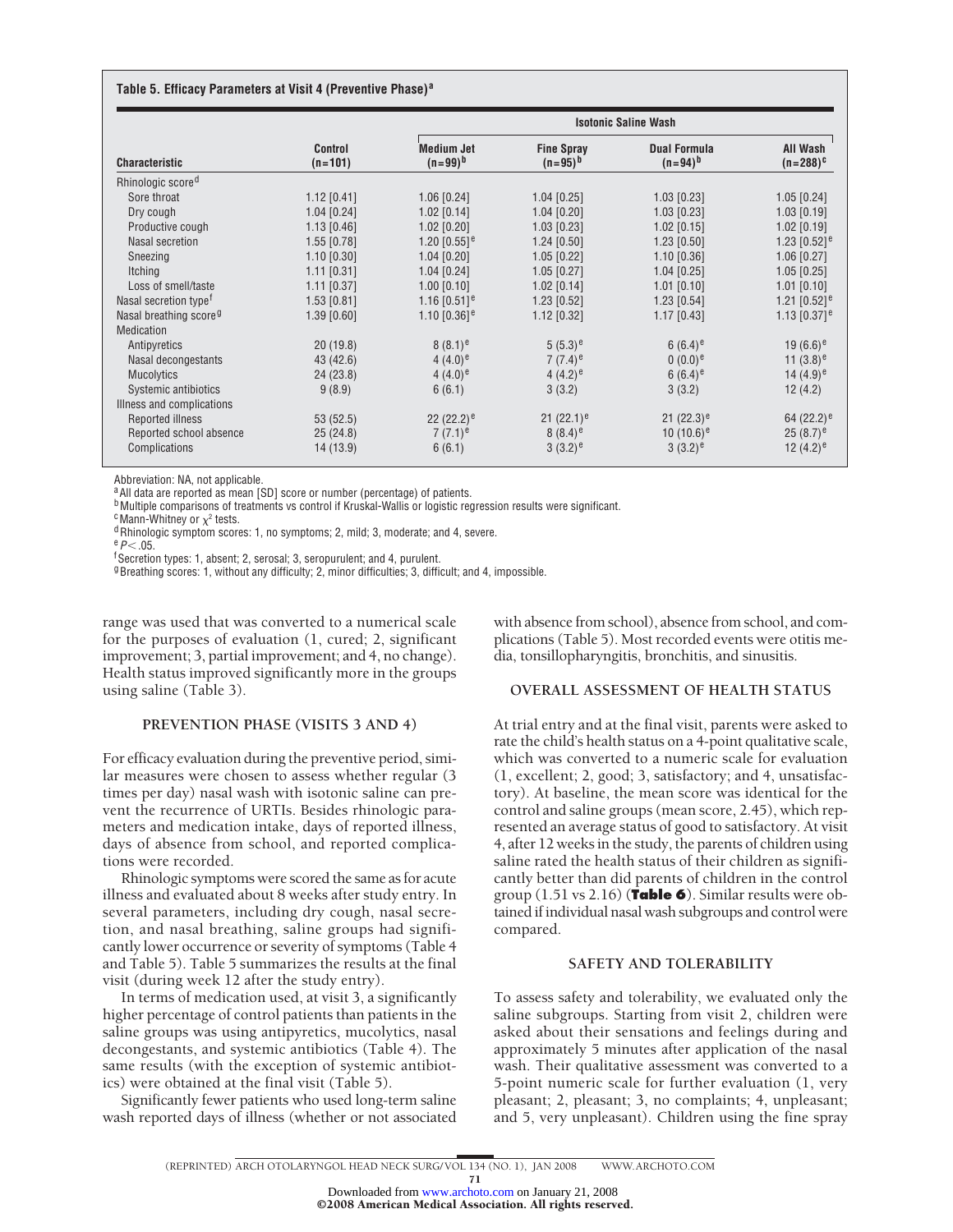**Table 5. Efficacy Parameters at Visit 4 (Preventive Phase)[a]**

| Characteristic | Control (n=101) | Isotonic Saline Wash | | | |
|---|---|---|---|---|---|
| | | Medium Jet (n=99)[b] | Fine Spray (n=95)[b] | Dual Formula (n=94)[b] | All Wash (n=288)[c] |
| Rhinologic score[d] | | | | | |
| Sore throat | 1.12 [0.41] | 1.06 [0.24] | 1.04 [0.25] | 1.03 [0.23] | 1.05 [0.24] |
| Dry cough | 1.04 [0.24] | 1.02 [0.14] | 1.04 [0.20] | 1.03 [0.23] | 1.03 [0.19] |
| Productive cough | 1.13 [0.46] | 1.02 [0.20] | 1.03 [0.23] | 1.02 [0.15] | 1.02 [0.19] |
| Nasal secretion | 1.55 [0.78] | 1.20 [0.55][e] | 1.24 [0.50] | 1.23 [0.50] | 1.23 [0.52][e] |
| Sneezing | 1.10 [0.30] | 1.04 [0.20] | 1.05 [0.22] | 1.10 [0.36] | 1.06 [0.27] |
| Itching | 1.11 [0.31] | 1.04 [0.24] | 1.05 [0.27] | 1.04 [0.25] | 1.05 [0.25] |
| Loss of smell/taste | 1.11 [0.37] | 1.00 [0.10] | 1.02 [0.14] | 1.01 [0.10] | 1.01 [0.10] |
| Nasal secretion type[f] | 1.53 [0.81] | 1.16 [0.51][e] | 1.23 [0.52] | 1.23 [0.54] | 1.21 [0.52][e] |
| Nasal breathing score[g] | 1.39 [0.60] | 1.10 [0.36][e] | 1.12 [0.32] | 1.17 [0.43] | 1.13 [0.37][e] |
| Medication | | | | | |
| Antipyretics | 20 (19.8) | 8 (8.1)[e] | 5 (5.3)[e] | 6 (6.4)[e] | 19 (6.6)[e] |
| Nasal decongestants | 43 (42.6) | 4 (4.0)[e] | 7 (7.4)[e] | 0 (0.0)[e] | 11 (3.8)[e] |
| Mucolytics | 24 (23.8) | 4 (4.0)[e] | 4 (4.2)[e] | 6 (6.4)[e] | 14 (4.9)[e] |
| Systemic antibiotics | 9 (8.9) | 6 (6.1) | 3 (3.2) | 3 (3.2) | 12 (4.2) |
| Illness and complications | | | | | |
| Reported illness | 53 (52.5) | 22 (22.2)[e] | 21 (22.1)[e] | 21 (22.3)[e] | 64 (22.2)[e] |
| Reported school absence | 25 (24.8) | 7 (7.1)[e] | 8 (8.4)[e] | 10 (10.6)[e] | 25 (8.7)[e] |
| Complications | 14 (13.9) | 6 (6.1) | 3 (3.2)[e] | 3 (3.2)[e] | 12 (4.2)[e] |

Abbreviation: NA, not applicable.
[a] All data are reported as mean [SD] score or number (percentage) of patients.
[b] Multiple comparisons of treatments vs control if Kruskal-Wallis or logistic regression results were significant.
[c] Mann-Whitney or $\chi^2$ tests.
[d] Rhinologic symptom scores: 1, no symptoms; 2, mild; 3, moderate; and 4, severe.
[e] $P < .05$.
[f] Secretion types: 1, absent; 2, serosal; 3, seropurulent; and 4, purulent.
[g] Breathing scores: 1, without any difficulty; 2, minor difficulties; 3, difficult; and 4, impossible.

range was used that was converted to a numerical scale for the purposes of evaluation (1, cured; 2, significant improvement; 3, partial improvement; and 4, no change). Health status improved significantly more in the groups using saline (Table 3).

### PREVENTION PHASE (VISITS 3 AND 4)

For efficacy evaluation during the preventive period, similar measures were chosen to assess whether regular (3 times per day) nasal wash with isotonic saline can prevent the recurrence of URTIs. Besides rhinologic parameters and medication intake, days of reported illness, days of absence from school, and reported complications were recorded.

Rhinologic symptoms were scored the same as for acute illness and evaluated about 8 weeks after study entry. In several parameters, including dry cough, nasal secretion, and nasal breathing, saline groups had significantly lower occurrence or severity of symptoms (Table 4 and Table 5). Table 5 summarizes the results at the final visit (during week 12 after the study entry).

In terms of medication used, at visit 3, a significantly higher percentage of control patients than patients in the saline groups was using antipyretics, mucolytics, nasal decongestants, and systemic antibiotics (Table 4). The same results (with the exception of systemic antibiotics) were obtained at the final visit (Table 5).

Significantly fewer patients who used long-term saline wash reported days of illness (whether or not associated with absence from school), absence from school, and complications (Table 5). Most recorded events were otitis media, tonsillopharyngitis, bronchitis, and sinusitis.

### OVERALL ASSESSMENT OF HEALTH STATUS

At trial entry and at the final visit, parents were asked to rate the child's health status on a 4-point qualitative scale, which was converted to a numeric scale for evaluation (1, excellent; 2, good; 3, satisfactory; and 4, unsatisfactory). At baseline, the mean score was identical for the control and saline groups (mean score, 2.45), which represented an average status of good to satisfactory. At visit 4, after 12 weeks in the study, the parents of children using saline rated the health status of their children as significantly better than did parents of children in the control group (1.51 vs 2.16) (**Table 6**). Similar results were obtained if individual nasal wash subgroups and control were compared.

### SAFETY AND TOLERABILITY

To assess safety and tolerability, we evaluated only the saline subgroups. Starting from visit 2, children were asked about their sensations and feelings during and approximately 5 minutes after application of the nasal wash. Their qualitative assessment was converted to a 5-point numeric scale for further evaluation (1, very pleasant; 2, pleasant; 3, no complaints; 4, unpleasant; and 5, very unpleasant). Children using the fine spray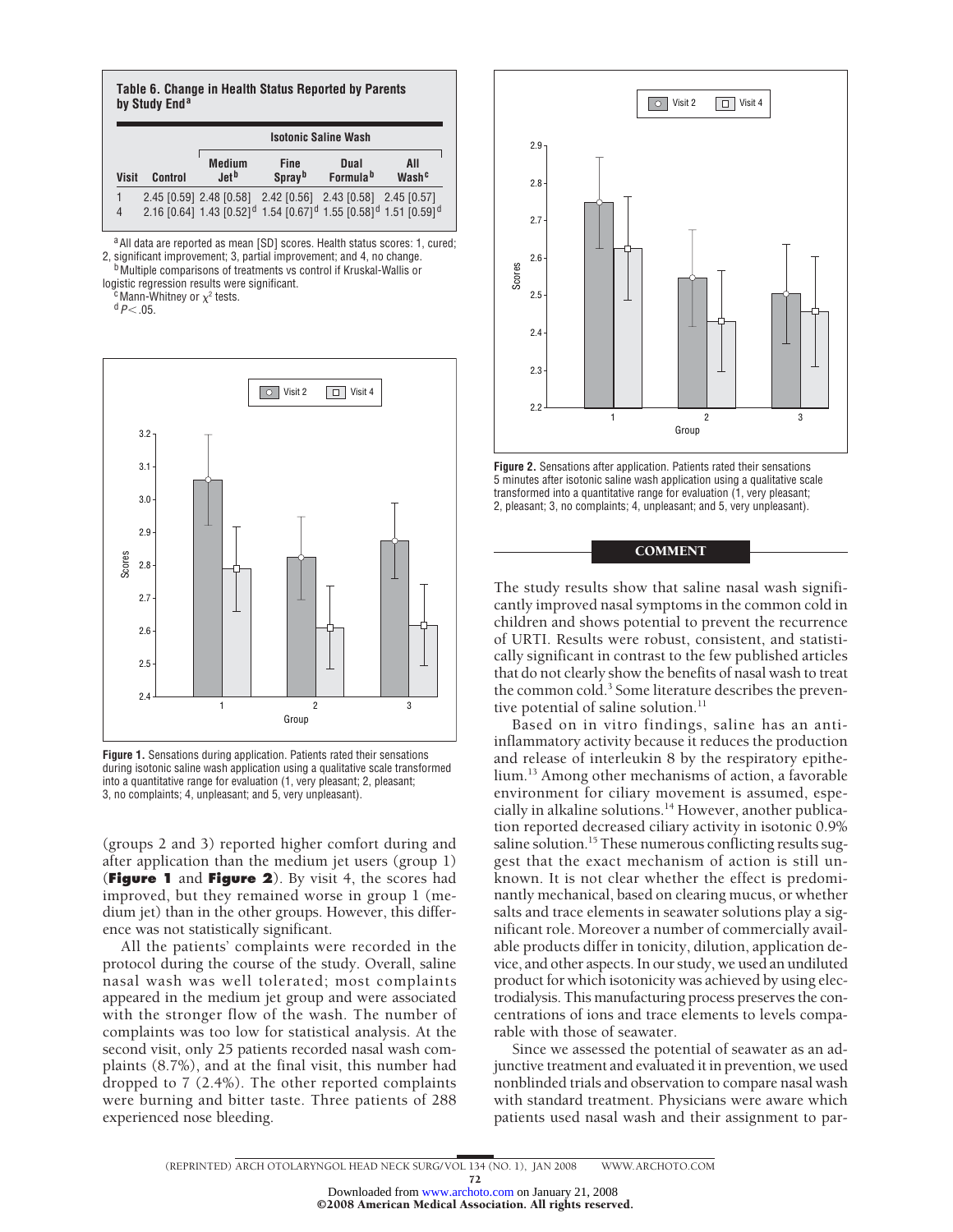**Table 6. Change in Health Status Reported by Parents by Study End[a]**

| Visit | Control | Isotonic Saline Wash: Medium Jet[b] | Fine Spray[b] | Dual Formula[b] | All Wash[c] |
|---|---|---|---|---|---|
| 1 | 2.45 [0.59] | 2.48 [0.58] | 2.42 [0.56] | 2.43 [0.58] | 2.45 [0.57] |
| 4 | 2.16 [0.64] | 1.43 [0.52][d] | 1.54 [0.67][d] | 1.55 [0.58][d] | 1.51 [0.59][d] |

[a] All data are reported as mean [SD] scores. Health status scores: 1, cured; 2, significant improvement; 3, partial improvement; and 4, no change.
[b] Multiple comparisons of treatments vs control if Kruskal-Wallis or logistic regression results were significant.
[c] Mann-Whitney or $\chi^2$ tests.
[d] $P < .05$.

**Figure 1.** Sensations during application. Patients rated their sensations during isotonic saline wash application using a qualitative scale transformed into a quantitative range for evaluation (1, very pleasant; 2, pleasant; 3, no complaints; 4, unpleasant; and 5, very unpleasant).

**Figure 2.** Sensations after application. Patients rated their sensations 5 minutes after isotonic saline wash application using a qualitative scale transformed into a quantitative range for evaluation (1, very pleasant; 2, pleasant; 3, no complaints; 4, unpleasant; and 5, very unpleasant).

(groups 2 and 3) reported higher comfort during and after application than the medium jet users (group 1) (**Figure 1** and **Figure 2**). By visit 4, the scores had improved, but they remained worse in group 1 (medium jet) than in the other groups. However, this difference was not statistically significant.

All the patients' complaints were recorded in the protocol during the course of the study. Overall, saline nasal wash was well tolerated; most complaints appeared in the medium jet group and were associated with the stronger flow of the wash. The number of complaints was too low for statistical analysis. At the second visit, only 25 patients recorded nasal wash complaints (8.7%), and at the final visit, this number had dropped to 7 (2.4%). The other reported complaints were burning and bitter taste. Three patients of 288 experienced nose bleeding.

## COMMENT

The study results show that saline nasal wash significantly improved nasal symptoms in the common cold in children and shows potential to prevent the recurrence of URTI. Results were robust, consistent, and statistically significant in contrast to the few published articles that do not clearly show the benefits of nasal wash to treat the common cold.[3] Some literature describes the preventive potential of saline solution.[11]

Based on in vitro findings, saline has an anti-inflammatory activity because it reduces the production and release of interleukin 8 by the respiratory epithelium.[13] Among other mechanisms of action, a favorable environment for ciliary movement is assumed, especially in alkaline solutions.[14] However, another publication reported decreased ciliary activity in isotonic 0.9% saline solution.[15] These numerous conflicting results suggest that the exact mechanism of action is still unknown. It is not clear whether the effect is predominantly mechanical, based on clearing mucus, or whether salts and trace elements in seawater solutions play a significant role. Moreover a number of commercially available products differ in tonicity, dilution, application device, and other aspects. In our study, we used an undiluted product for which isotonicity was achieved by using electrodialysis. This manufacturing process preserves the concentrations of ions and trace elements to levels comparable with those of seawater.

Since we assessed the potential of seawater as an adjunctive treatment and evaluated it in prevention, we used nonblinded trials and observation to compare nasal wash with standard treatment. Physicians were aware which patients used nasal wash and their assignment to par-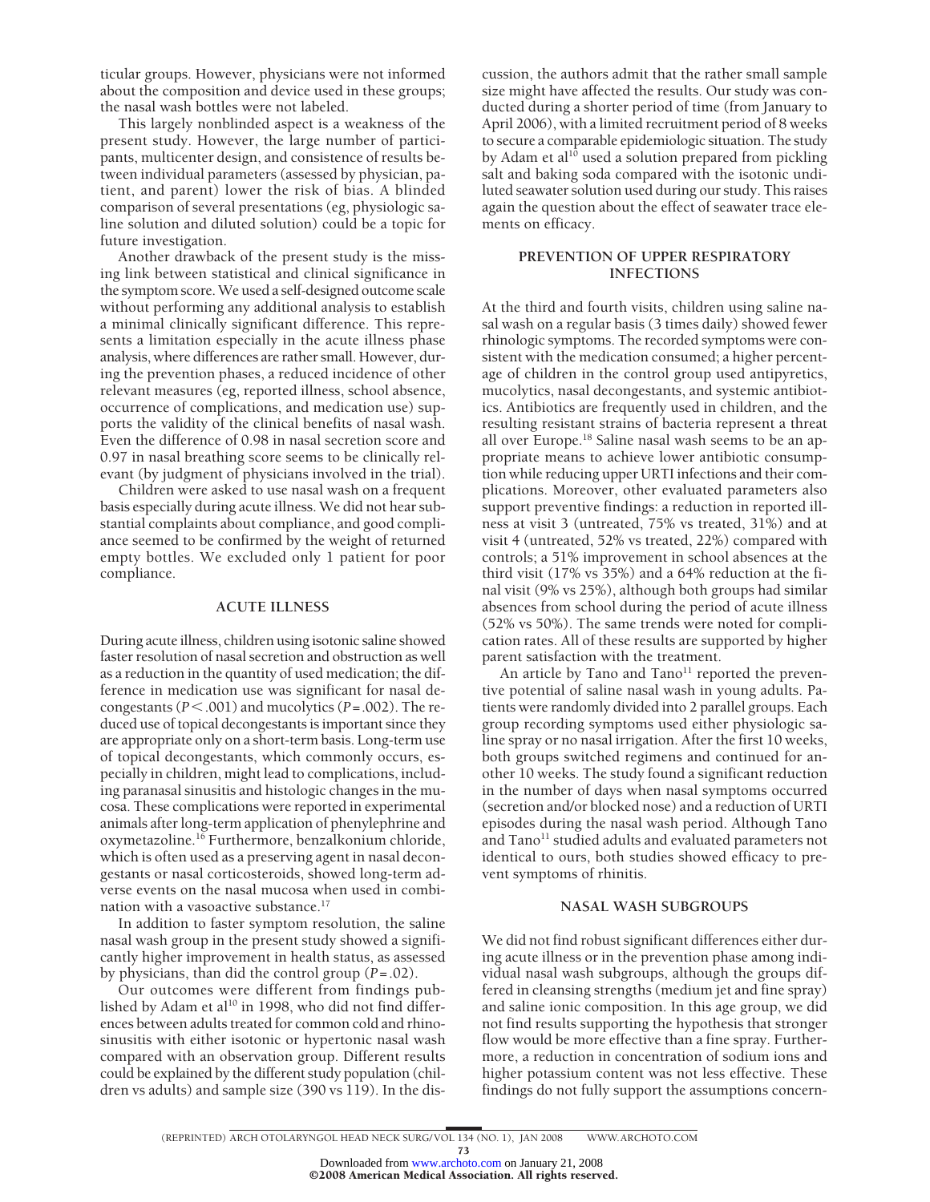ticular groups. However, physicians were not informed about the composition and device used in these groups; the nasal wash bottles were not labeled.

This largely nonblinded aspect is a weakness of the present study. However, the large number of participants, multicenter design, and consistence of results between individual parameters (assessed by physician, patient, and parent) lower the risk of bias. A blinded comparison of several presentations (eg, physiologic saline solution and diluted solution) could be a topic for future investigation.

Another drawback of the present study is the missing link between statistical and clinical significance in the symptom score. We used a self-designed outcome scale without performing any additional analysis to establish a minimal clinically significant difference. This represents a limitation especially in the acute illness phase analysis, where differences are rather small. However, during the prevention phases, a reduced incidence of other relevant measures (eg, reported illness, school absence, occurrence of complications, and medication use) supports the validity of the clinical benefits of nasal wash. Even the difference of 0.98 in nasal secretion score and 0.97 in nasal breathing score seems to be clinically relevant (by judgment of physicians involved in the trial).

Children were asked to use nasal wash on a frequent basis especially during acute illness. We did not hear substantial complaints about compliance, and good compliance seemed to be confirmed by the weight of returned empty bottles. We excluded only 1 patient for poor compliance.

## ACUTE ILLNESS

During acute illness, children using isotonic saline showed faster resolution of nasal secretion and obstruction as well as a reduction in the quantity of used medication; the difference in medication use was significant for nasal decongestants ($P < .001$) and mucolytics ($P = .002$). The reduced use of topical decongestants is important since they are appropriate only on a short-term basis. Long-term use of topical decongestants, which commonly occurs, especially in children, might lead to complications, including paranasal sinusitis and histologic changes in the mucosa. These complications were reported in experimental animals after long-term application of phenylephrine and oxymetazoline.[16] Furthermore, benzalkonium chloride, which is often used as a preserving agent in nasal decongestants or nasal corticosteroids, showed long-term adverse events on the nasal mucosa when used in combination with a vasoactive substance.[17]

In addition to faster symptom resolution, the saline nasal wash group in the present study showed a significantly higher improvement in health status, as assessed by physicians, than did the control group ($P = .02$).

Our outcomes were different from findings published by Adam et al[10] in 1998, who did not find differences between adults treated for common cold and rhinosinusitis with either isotonic or hypertonic nasal wash compared with an observation group. Different results could be explained by the different study population (children vs adults) and sample size (390 vs 119). In the discussion, the authors admit that the rather small sample size might have affected the results. Our study was conducted during a shorter period of time (from January to April 2006), with a limited recruitment period of 8 weeks to secure a comparable epidemiologic situation. The study by Adam et al[10] used a solution prepared from pickling salt and baking soda compared with the isotonic undiluted seawater solution used during our study. This raises again the question about the effect of seawater trace elements on efficacy.

## PREVENTION OF UPPER RESPIRATORY INFECTIONS

At the third and fourth visits, children using saline nasal wash on a regular basis (3 times daily) showed fewer rhinologic symptoms. The recorded symptoms were consistent with the medication consumed; a higher percentage of children in the control group used antipyretics, mucolytics, nasal decongestants, and systemic antibiotics. Antibiotics are frequently used in children, and the resulting resistant strains of bacteria represent a threat all over Europe.[18] Saline nasal wash seems to be an appropriate means to achieve lower antibiotic consumption while reducing upper URTI infections and their complications. Moreover, other evaluated parameters also support preventive findings: a reduction in reported illness at visit 3 (untreated, 75% vs treated, 31%) and at visit 4 (untreated, 52% vs treated, 22%) compared with controls; a 51% improvement in school absences at the third visit (17% vs 35%) and a 64% reduction at the final visit (9% vs 25%), although both groups had similar absences from school during the period of acute illness (52% vs 50%). The same trends were noted for complication rates. All of these results are supported by higher parent satisfaction with the treatment.

An article by Tano and Tano[11] reported the preventive potential of saline nasal wash in young adults. Patients were randomly divided into 2 parallel groups. Each group recording symptoms used either physiologic saline spray or no nasal irrigation. After the first 10 weeks, both groups switched regimens and continued for another 10 weeks. The study found a significant reduction in the number of days when nasal symptoms occurred (secretion and/or blocked nose) and a reduction of URTI episodes during the nasal wash period. Although Tano and Tano[11] studied adults and evaluated parameters not identical to ours, both studies showed efficacy to prevent symptoms of rhinitis.

## NASAL WASH SUBGROUPS

We did not find robust significant differences either during acute illness or in the prevention phase among individual nasal wash subgroups, although the groups differed in cleansing strengths (medium jet and fine spray) and saline ionic composition. In this age group, we did not find results supporting the hypothesis that stronger flow would be more effective than a fine spray. Furthermore, a reduction in concentration of sodium ions and higher potassium content was not less effective. These findings do not fully support the assumptions concern-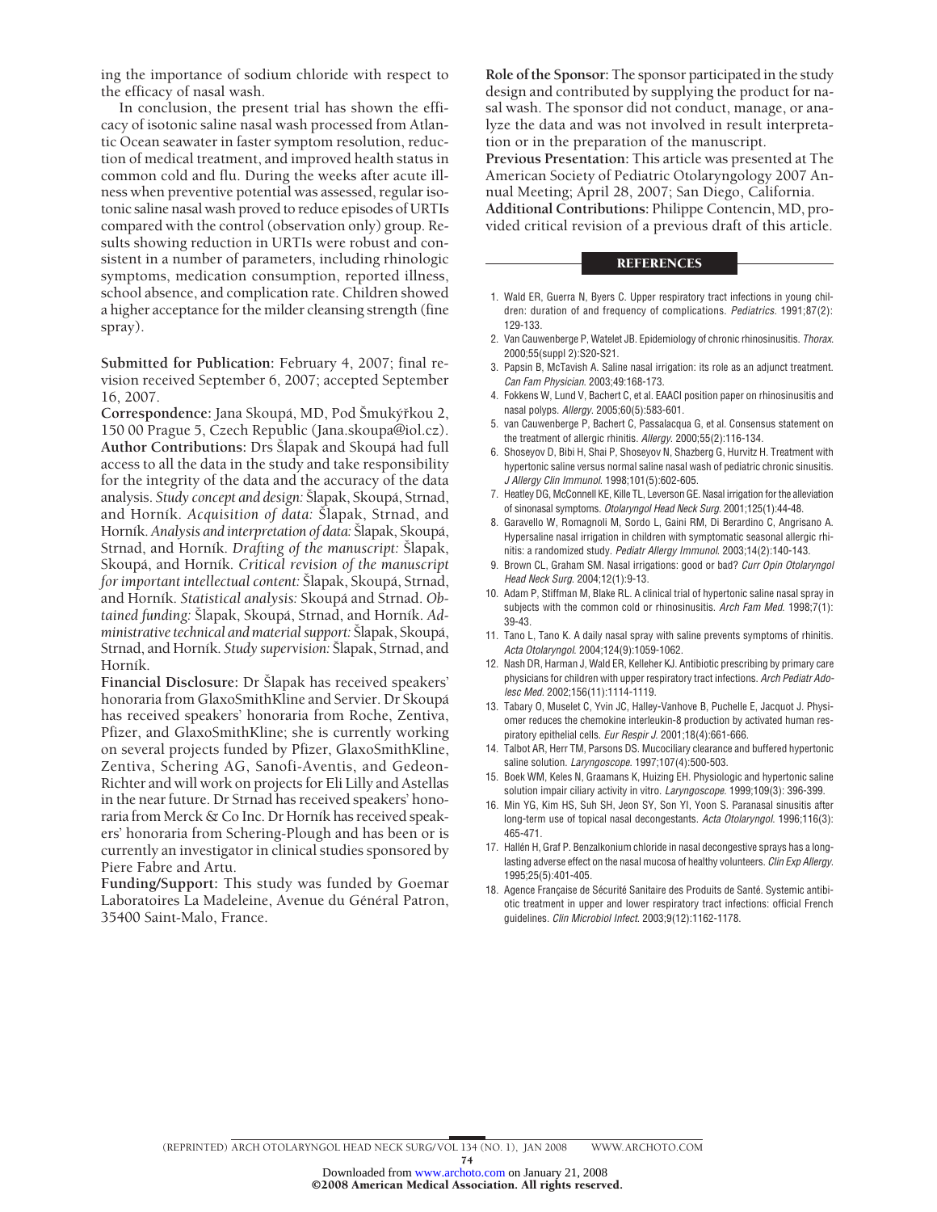ing the importance of sodium chloride with respect to the efficacy of nasal wash.

In conclusion, the present trial has shown the efficacy of isotonic saline nasal wash processed from Atlantic Ocean seawater in faster symptom resolution, reduction of medical treatment, and improved health status in common cold and flu. During the weeks after acute illness when preventive potential was assessed, regular isotonic saline nasal wash proved to reduce episodes of URTIs compared with the control (observation only) group. Results showing reduction in URTIs were robust and consistent in a number of parameters, including rhinologic symptoms, medication consumption, reported illness, school absence, and complication rate. Children showed a higher acceptance for the milder cleansing strength (fine spray).

**Submitted for Publication:** February 4, 2007; final revision received September 6, 2007; accepted September 16, 2007.

**Correspondence:** Jana Skoupá, MD, Pod Šmukýřkou 2, 150 00 Prague 5, Czech Republic (Jana.skoupa@iol.cz).

**Author Contributions:** Drs Šlapak and Skoupá had full access to all the data in the study and take responsibility for the integrity of the data and the accuracy of the data analysis. *Study concept and design:* Šlapak, Skoupá, Strnad, and Horník. *Acquisition of data:* Šlapak, Strnad, and Horník. *Analysis and interpretation of data:* Šlapak, Skoupá, Strnad, and Horník. *Drafting of the manuscript:* Šlapak, Skoupá, and Horník. *Critical revision of the manuscript for important intellectual content:* Šlapak, Skoupá, Strnad, and Horník. *Statistical analysis:* Skoupá and Strnad. *Obtained funding:* Šlapak, Skoupá, Strnad, and Horník. *Administrative technical and material support:* Šlapak, Skoupá, Strnad, and Horník. *Study supervision:* Šlapak, Strnad, and Horník.

**Financial Disclosure:** Dr Šlapak has received speakers' honoraria from GlaxoSmithKline and Servier. Dr Skoupá has received speakers' honoraria from Roche, Zentiva, Pfizer, and GlaxoSmithKline; she is currently working on several projects funded by Pfizer, GlaxoSmithKline, Zentiva, Schering AG, Sanofi-Aventis, and Gedeon-Richter and will work on projects for Eli Lilly and Astellas in the near future. Dr Strnad has received speakers' honoraria from Merck & Co Inc. Dr Horník has received speakers' honoraria from Schering-Plough and has been or is currently an investigator in clinical studies sponsored by Piere Fabre and Artu.

**Funding/Support:** This study was funded by Goemar Laboratoires La Madeleine, Avenue du Général Patron, 35400 Saint-Malo, France.

**Role of the Sponsor:** The sponsor participated in the study design and contributed by supplying the product for nasal wash. The sponsor did not conduct, manage, or analyze the data and was not involved in result interpretation or in the preparation of the manuscript.

**Previous Presentation:** This article was presented at The American Society of Pediatric Otolaryngology 2007 Annual Meeting; April 28, 2007; San Diego, California.

**Additional Contributions:** Philippe Contencin, MD, provided critical revision of a previous draft of this article.

## REFERENCES

1. Wald ER, Guerra N, Byers C. Upper respiratory tract infections in young children: duration of and frequency of complications. *Pediatrics*. 1991;87(2):129-133.
2. Van Cauwenberge P, Watelet JB. Epidemiology of chronic rhinosinusitis. *Thorax*. 2000;55(suppl 2):S20-S21.
3. Papsin B, McTavish A. Saline nasal irrigation: its role as an adjunct treatment. *Can Fam Physician*. 2003;49:168-173.
4. Fokkens W, Lund V, Bachert C, et al. EAACI position paper on rhinosinusitis and nasal polyps. *Allergy*. 2005;60(5):583-601.
5. van Cauwenberge P, Bachert C, Passalacqua G, et al. Consensus statement on the treatment of allergic rhinitis. *Allergy*. 2000;55(2):116-134.
6. Shoseyov D, Bibi H, Shai P, Shoseyov N, Shazberg G, Hurvitz H. Treatment with hypertonic saline versus normal saline nasal wash of pediatric chronic sinusitis. *J Allergy Clin Immunol*. 1998;101(5):602-605.
7. Heatley DG, McConnell KE, Kille TL, Leverson GE. Nasal irrigation for the alleviation of sinonasal symptoms. *Otolaryngol Head Neck Surg*. 2001;125(1):44-48.
8. Garavello W, Romagnoli M, Sordo L, Gaini RM, Di Berardino C, Angrisano A. Hypersaline nasal irrigation in children with symptomatic seasonal allergic rhinitis: a randomized study. *Pediatr Allergy Immunol*. 2003;14(2):140-143.
9. Brown CL, Graham SM. Nasal irrigations: good or bad? *Curr Opin Otolaryngol Head Neck Surg*. 2004;12(1):9-13.
10. Adam P, Stiffman M, Blake RL. A clinical trial of hypertonic saline nasal spray in subjects with the common cold or rhinosinusitis. *Arch Fam Med*. 1998;7(1):39-43.
11. Tano L, Tano K. A daily nasal spray with saline prevents symptoms of rhinitis. *Acta Otolaryngol*. 2004;124(9):1059-1062.
12. Nash DR, Harman J, Wald ER, Kelleher KJ. Antibiotic prescribing by primary care physicians for children with upper respiratory tract infections. *Arch Pediatr Adolesc Med*. 2002;156(11):1114-1119.
13. Tabary O, Muselet C, Yvin JC, Halley-Vanhove B, Puchelle E, Jacquot J. Physiomer reduces the chemokine interleukin-8 production by activated human respiratory epithelial cells. *Eur Respir J*. 2001;18(4):661-666.
14. Talbot AR, Herr TM, Parsons DS. Mucociliary clearance and buffered hypertonic saline solution. *Laryngoscope*. 1997;107(4):500-503.
15. Boek WM, Keles N, Graamans K, Huizing EH. Physiologic and hypertonic saline solution impair ciliary activity in vitro. *Laryngoscope*. 1999;109(3): 396-399.
16. Min YG, Kim HS, Suh SH, Jeon SY, Son YI, Yoon S. Paranasal sinusitis after long-term use of topical nasal decongestants. *Acta Otolaryngol*. 1996;116(3):465-471.
17. Hallén H, Graf P. Benzalkonium chloride in nasal decongestive sprays has a long-lasting adverse effect on the nasal mucosa of healthy volunteers. *Clin Exp Allergy*. 1995;25(5):401-405.
18. Agence Française de Sécurité Sanitaire des Produits de Santé. Systemic antibiotic treatment in upper and lower respiratory tract infections: official French guidelines. *Clin Microbiol Infect*. 2003;9(12):1162-1178.